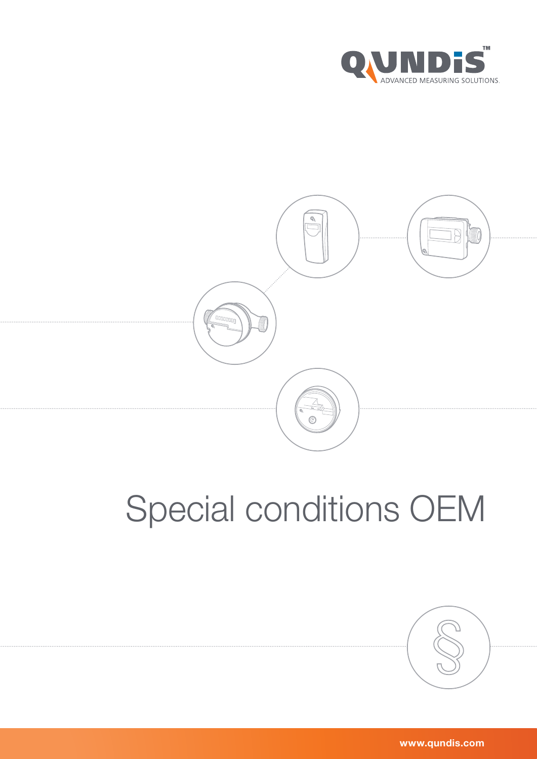QUNDIS™

ADVANCED MEASURING SOLUTIONS.

# Special conditions OEM

www.qundis.com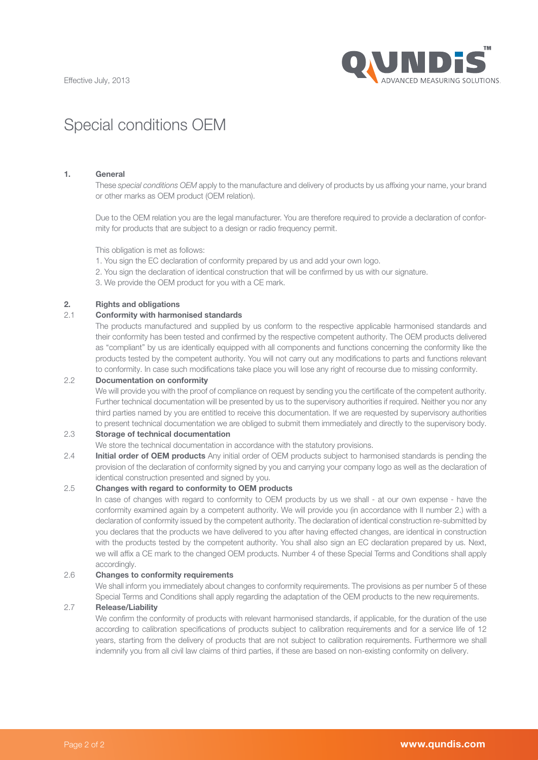Effective July, 2013

# Special conditions OEM

## 1. General

These *special conditions OEM* apply to the manufacture and delivery of products by us affixing your name, your brand or other marks as OEM product (OEM relation).

Due to the OEM relation you are the legal manufacturer. You are therefore required to provide a declaration of conformity for products that are subject to a design or radio frequency permit.

This obligation is met as follows:

1. You sign the EC declaration of conformity prepared by us and add your own logo.
2. You sign the declaration of identical construction that will be confirmed by us with our signature.
3. We provide the OEM product for you with a CE mark.

## 2. Rights and obligations

### 2.1 Conformity with harmonised standards

The products manufactured and supplied by us conform to the respective applicable harmonised standards and their conformity has been tested and confirmed by the respective competent authority. The OEM products delivered as "compliant" by us are identically equipped with all components and functions concerning the conformity like the products tested by the competent authority. You will not carry out any modifications to parts and functions relevant to conformity. In case such modifications take place you will lose any right of recourse due to missing conformity.

### 2.2 Documentation on conformity

We will provide you with the proof of compliance on request by sending you the certificate of the competent authority. Further technical documentation will be presented by us to the supervisory authorities if required. Neither you nor any third parties named by you are entitled to receive this documentation. If we are requested by supervisory authorities to present technical documentation we are obliged to submit them immediately and directly to the supervisory body.

### 2.3 Storage of technical documentation

We store the technical documentation in accordance with the statutory provisions.

### 2.4 Initial order of OEM products

Any initial order of OEM products subject to harmonised standards is pending the provision of the declaration of conformity signed by you and carrying your company logo as well as the declaration of identical construction presented and signed by you.

### 2.5 Changes with regard to conformity to OEM products

In case of changes with regard to conformity to OEM products by us we shall - at our own expense - have the conformity examined again by a competent authority. We will provide you (in accordance with II number 2.) with a declaration of conformity issued by the competent authority. The declaration of identical construction re-submitted by you declares that the products we have delivered to you after having effected changes, are identical in construction with the products tested by the competent authority. You shall also sign an EC declaration prepared by us. Next, we will affix a CE mark to the changed OEM products. Number 4 of these Special Terms and Conditions shall apply accordingly.

### 2.6 Changes to conformity requirements

We shall inform you immediately about changes to conformity requirements. The provisions as per number 5 of these Special Terms and Conditions shall apply regarding the adaptation of the OEM products to the new requirements.

### 2.7 Release/Liability

We confirm the conformity of products with relevant harmonised standards, if applicable, for the duration of the use according to calibration specifications of products subject to calibration requirements and for a service life of 12 years, starting from the delivery of products that are not subject to calibration requirements. Furthermore we shall indemnify you from all civil law claims of third parties, if these are based on non-existing conformity on delivery.

www.qundis.com